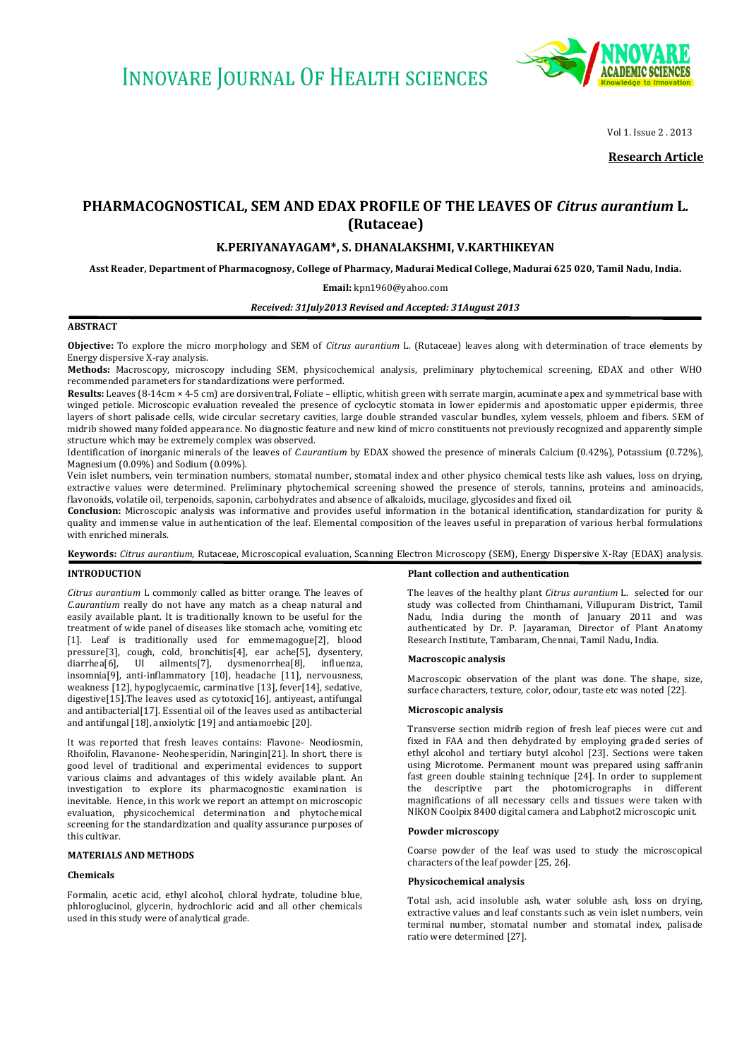**Research Article**

# PHARMACOGNOSTICAL, SEM AND EDAX PROFILE OF THE LEAVES OF *Citrus aurantium* L. (Rutaceae)

**K.PERIYANAYAGAM\*, S. DHANALAKSHMI, V.KARTHIKEYAN**

**Asst Reader, Department of Pharmacognosy, College of Pharmacy, Madurai Medical College, Madurai 625 020, Tamil Nadu, India.**

**Email:** kpn1960@yahoo.com

***Received: 31July2013 Revised and Accepted: 31August 2013***

## ABSTRACT

**Objective:** To explore the micro morphology and SEM of *Citrus aurantium* L. (Rutaceae) leaves along with determination of trace elements by Energy dispersive X-ray analysis.

**Methods:** Macroscopy, microscopy including SEM, physicochemical analysis, preliminary phytochemical screening, EDAX and other WHO recommended parameters for standardizations were performed.

**Results:** Leaves (8-14cm × 4-5 cm) are dorsiventral, Foliate – elliptic, whitish green with serrate margin, acuminate apex and symmetrical base with winged petiole. Microscopic evaluation revealed the presence of cyclocytic stomata in lower epidermis and apostomatic upper epidermis, three layers of short palisade cells, wide circular secretary cavities, large double stranded vascular bundles, xylem vessels, phloem and fibers. SEM of midrib showed many folded appearance. No diagnostic feature and new kind of micro constituents not previously recognized and apparently simple structure which may be extremely complex was observed.

Identification of inorganic minerals of the leaves of *C.aurantium* by EDAX showed the presence of minerals Calcium (0.42%), Potassium (0.72%), Magnesium (0.09%) and Sodium (0.09%).

Vein islet numbers, vein termination numbers, stomatal number, stomatal index and other physico chemical tests like ash values, loss on drying, extractive values were determined. Preliminary phytochemical screening showed the presence of sterols, tannins, proteins and aminoacids, flavonoids, volatile oil, terpenoids, saponin, carbohydrates and absence of alkaloids, mucilage, glycosides and fixed oil.

**Conclusion:** Microscopic analysis was informative and provides useful information in the botanical identification, standardization for purity & quality and immense value in authentication of the leaf. Elemental composition of the leaves useful in preparation of various herbal formulations with enriched minerals.

**Keywords:** *Citrus aurantium*, Rutaceae, Microscopical evaluation, Scanning Electron Microscopy (SEM), Energy Dispersive X-Ray (EDAX) analysis.

## INTRODUCTION

*Citrus aurantium* L commonly called as bitter orange. The leaves of *C.aurantium* really do not have any match as a cheap natural and easily available plant. It is traditionally known to be useful for the treatment of wide panel of diseases like stomach ache, vomiting etc [1]. Leaf is traditionally used for emmemagogue[2], blood pressure[3], cough, cold, bronchitis[4], ear ache[5], dysentery, diarrhea[6], UI ailments[7], dysmenorrhea[8], influenza, insomnia[9], anti-inflammatory [10], headache [11], nervousness, weakness [12], hypoglycaemic, carminative [13], fever[14], sedative, digestive[15].The leaves used as cytotoxic[16], antiyeast, antifungal and antibacterial[17]. Essential oil of the leaves used as antibacterial and antifungal [18], anxiolytic [19] and antiamoebic [20].

It was reported that fresh leaves contains: Flavone- Neodiosmin, Rhoifolin, Flavanone- Neohesperidin, Naringin[21]. In short, there is good level of traditional and experimental evidences to support various claims and advantages of this widely available plant. An investigation to explore its pharmacognostic examination is inevitable. Hence, in this work we report an attempt on microscopic evaluation, physicochemical determination and phytochemical screening for the standardization and quality assurance purposes of this cultivar.

## MATERIALS AND METHODS

### Chemicals

Formalin, acetic acid, ethyl alcohol, chloral hydrate, toludine blue, phloroglucinol, glycerin, hydrochloric acid and all other chemicals used in this study were of analytical grade.

### Plant collection and authentication

The leaves of the healthy plant *Citrus aurantium* L. selected for our study was collected from Chinthamani, Villupuram District, Tamil Nadu, India during the month of January 2011 and was authenticated by Dr. P. Jayaraman, Director of Plant Anatomy Research Institute, Tambaram, Chennai, Tamil Nadu, India.

### Macroscopic analysis

Macroscopic observation of the plant was done. The shape, size, surface characters, texture, color, odour, taste etc was noted [22].

### Microscopic analysis

Transverse section midrib region of fresh leaf pieces were cut and fixed in FAA and then dehydrated by employing graded series of ethyl alcohol and tertiary butyl alcohol [23]. Sections were taken using Microtome. Permanent mount was prepared using saffranin fast green double staining technique [24]. In order to supplement the descriptive part the photomicrographs in different magnifications of all necessary cells and tissues were taken with NIKON Coolpix 8400 digital camera and Labphot2 microscopic unit.

### Powder microscopy

Coarse powder of the leaf was used to study the microscopical characters of the leaf powder [25, 26].

### Physicochemical analysis

Total ash, acid insoluble ash, water soluble ash, loss on drying, extractive values and leaf constants such as vein islet numbers, vein terminal number, stomatal number and stomatal index, palisade ratio were determined [27].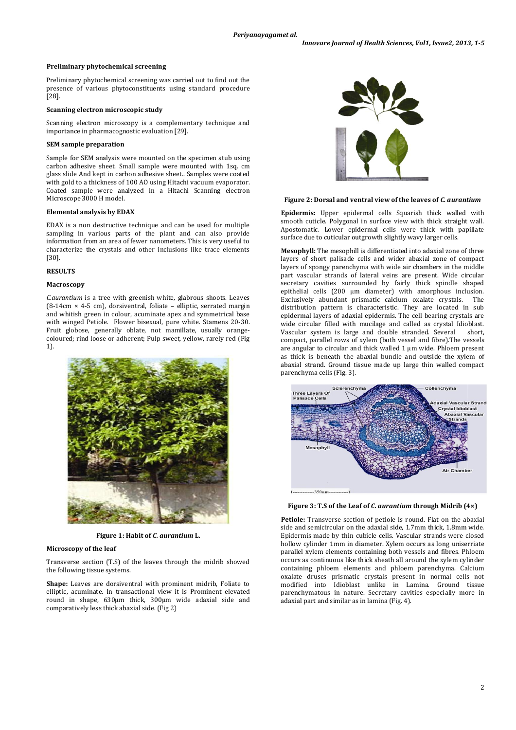### Preliminary phytochemical screening

Preliminary phytochemical screening was carried out to find out the presence of various phytoconstituents using standard procedure [28].

### Scanning electron microscopic study

Scanning electron microscopy is a complementary technique and importance in pharmacognostic evaluation [29].

### SEM sample preparation

Sample for SEM analysis were mounted on the specimen stub using carbon adhesive sheet. Small sample were mounted with 1sq. cm glass slide And kept in carbon adhesive sheet.. Samples were coated with gold to a thickness of 100 AO using Hitachi vacuum evaporator. Coated sample were analyzed in a Hitachi Scanning electron Microscope 3000 H model.

### Elemental analysis by EDAX

EDAX is a non destructive technique and can be used for multiple sampling in various parts of the plant and can also provide information from an area of fewer nanometers. This is very useful to characterize the crystals and other inclusions like trace elements [30].

## RESULTS

### Macroscopy

*C.aurantium* is a tree with greenish white, glabrous shoots. Leaves (8-14cm × 4-5 cm), dorsiventral, foliate – elliptic, serrated margin and whitish green in colour, acuminate apex and symmetrical base with winged Petiole. Flower bisexual, pure white. Stamens 20-30. Fruit globose, generally oblate, not mamillate, usually orange-coloured; rind loose or adherent; Pulp sweet, yellow, rarely red (Fig 1).

**Figure 1: Habit of *C. aurantium* L.**

### Microscopy of the leaf

Transverse section (T.S) of the leaves through the midrib showed the following tissue systems.

**Shape:** Leaves are dorsiventral with prominent midrib, Foliate to elliptic, acuminate. In transactional view it is Prominent elevated round in shape, 630μm thick, 300μm wide adaxial side and comparatively less thick abaxial side. (Fig 2)

**Figure 2: Dorsal and ventral view of the leaves of *C. aurantium***

**Epidermis:** Upper epidermal cells Squarish thick walled with smooth cuticle. Polygonal in surface view with thick straight wall. Apostomatic. Lower epidermal cells were thick with papillate surface due to cuticular outgrowth slightly wavy larger cells.

**Mesophyll:** The mesophill is differentiated into adaxial zone of three layers of short palisade cells and wider abaxial zone of compact layers of spongy parenchyma with wide air chambers in the middle part vascular strands of lateral veins are present. Wide circular secretary cavities surrounded by fairly thick spindle shaped epithelial cells (200 μm diameter) with amorphous inclusion. Exclusively abundant prismatic calcium oxalate crystals. The distribution pattern is characteristic. They are located in sub epidermal layers of adaxial epidermis. The cell bearing crystals are wide circular filled with mucilage and called as crystal Idioblast. Vascular system is large and double stranded. Several short, compact, parallel rows of xylem (both vessel and fibre).The vessels are angular to circular and thick walled 1 μm wide. Phloem present as thick is beneath the abaxial bundle and outside the xylem of abaxial strand. Ground tissue made up large thin walled compact parenchyma cells (Fig. 3).

**Figure 3: T.S of the Leaf of *C. aurantium* through Midrib (4×)**

**Petiole:** Transverse section of petiole is round. Flat on the abaxial side and semicircular on the adaxial side, 1.7mm thick, 1.8mm wide. Epidermis made by thin cubicle cells. Vascular strands were closed hollow cylinder 1mm in diameter. Xylem occurs as long uniserriate parallel xylem elements containing both vessels and fibres. Phloem occurs as continuous like thick sheath all around the xylem cylinder containing phloem elements and phloem parenchyma. Calcium oxalate druses prismatic crystals present in normal cells not modified into Idioblast unlike in Lamina. Ground tissue parenchymatous in nature. Secretary cavities especially more in adaxial part and similar as in lamina (Fig. 4).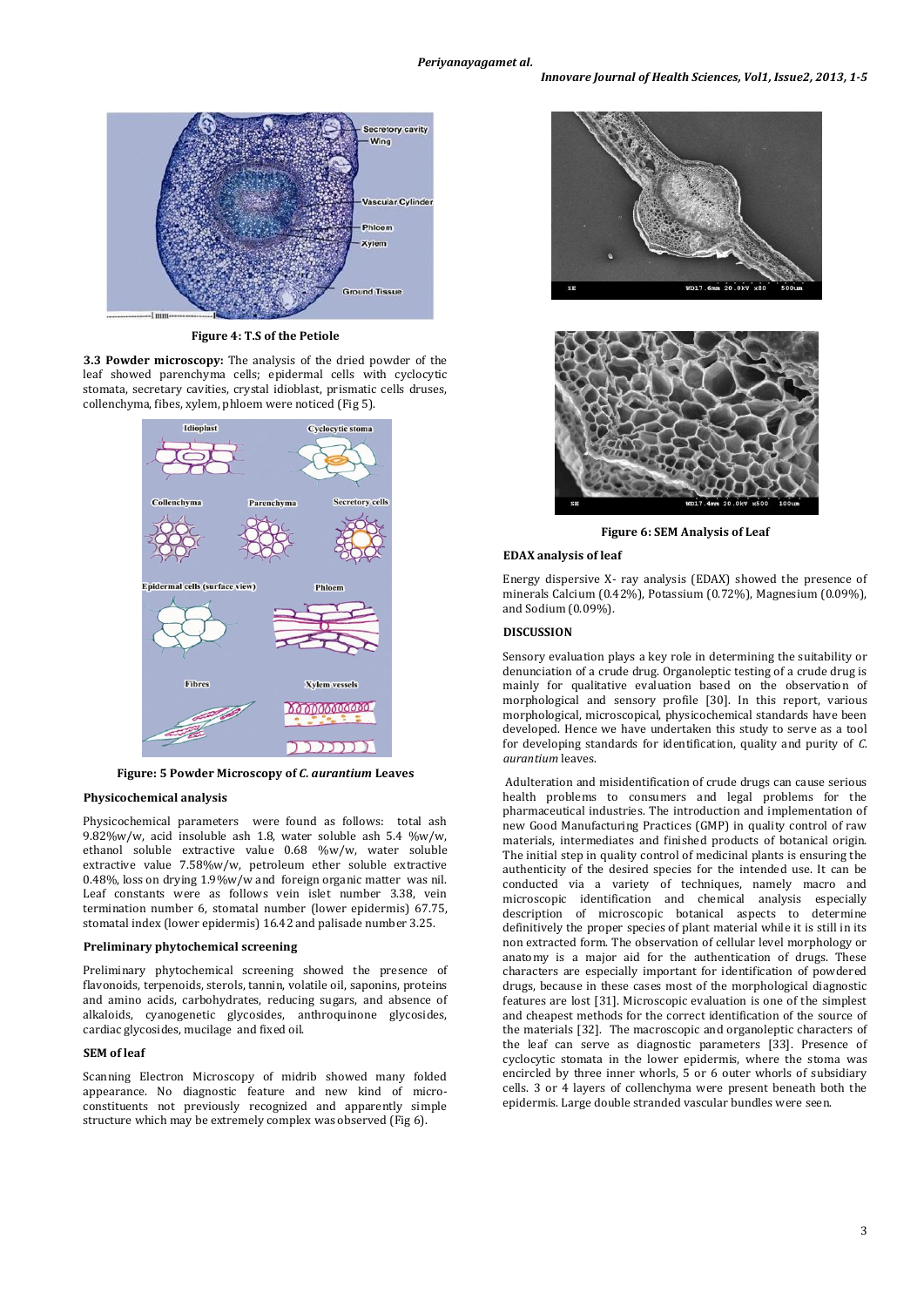Figure 4: T.S of the Petiole

**3.3 Powder microscopy:** The analysis of the dried powder of the leaf showed parenchyma cells; epidermal cells with cyclocytic stomata, secretary cavities, crystal idioblast, prismatic cells druses, collenchyma, fibes, xylem, phloem were noticed (Fig 5).

Figure: 5 Powder Microscopy of *C. aurantium* Leaves

### Physicochemical analysis

Physicochemical parameters were found as follows: total ash 9.82%w/w, acid insoluble ash 1.8, water soluble ash 5.4 %w/w, ethanol soluble extractive value 0.68 %w/w, water soluble extractive value 7.58%w/w, petroleum ether soluble extractive 0.48%, loss on drying 1.9%w/w and foreign organic matter was nil. Leaf constants were as follows vein islet number 3.38, vein termination number 6, stomatal number (lower epidermis) 67.75, stomatal index (lower epidermis) 16.42 and palisade number 3.25.

### Preliminary phytochemical screening

Preliminary phytochemical screening showed the presence of flavonoids, terpenoids, sterols, tannin, volatile oil, saponins, proteins and amino acids, carbohydrates, reducing sugars, and absence of alkaloids, cyanogenetic glycosides, anthroquinone glycosides, cardiac glycosides, mucilage and fixed oil.

### SEM of leaf

Scanning Electron Microscopy of midrib showed many folded appearance. No diagnostic feature and new kind of micro-constituents not previously recognized and apparently simple structure which may be extremely complex was observed (Fig 6).

Figure 6: SEM Analysis of Leaf

### EDAX analysis of leaf

Energy dispersive X- ray analysis (EDAX) showed the presence of minerals Calcium (0.42%), Potassium (0.72%), Magnesium (0.09%), and Sodium (0.09%).

## DISCUSSION

Sensory evaluation plays a key role in determining the suitability or denunciation of a crude drug. Organoleptic testing of a crude drug is mainly for qualitative evaluation based on the observation of morphological and sensory profile [30]. In this report, various morphological, microscopical, physicochemical standards have been developed. Hence we have undertaken this study to serve as a tool for developing standards for identification, quality and purity of *C. aurantium* leaves.

Adulteration and misidentification of crude drugs can cause serious health problems to consumers and legal problems for the pharmaceutical industries. The introduction and implementation of new Good Manufacturing Practices (GMP) in quality control of raw materials, intermediates and finished products of botanical origin. The initial step in quality control of medicinal plants is ensuring the authenticity of the desired species for the intended use. It can be conducted via a variety of techniques, namely macro and microscopic identification and chemical analysis especially description of microscopic botanical aspects to determine definitively the proper species of plant material while it is still in its non extracted form. The observation of cellular level morphology or anatomy is a major aid for the authentication of drugs. These characters are especially important for identification of powdered drugs, because in these cases most of the morphological diagnostic features are lost [31]. Microscopic evaluation is one of the simplest and cheapest methods for the correct identification of the source of the materials [32]. The macroscopic and organoleptic characters of the leaf can serve as diagnostic parameters [33]. Presence of cyclocytic stomata in the lower epidermis, where the stoma was encircled by three inner whorls, 5 or 6 outer whorls of subsidiary cells. 3 or 4 layers of collenchyma were present beneath both the epidermis. Large double stranded vascular bundles were seen.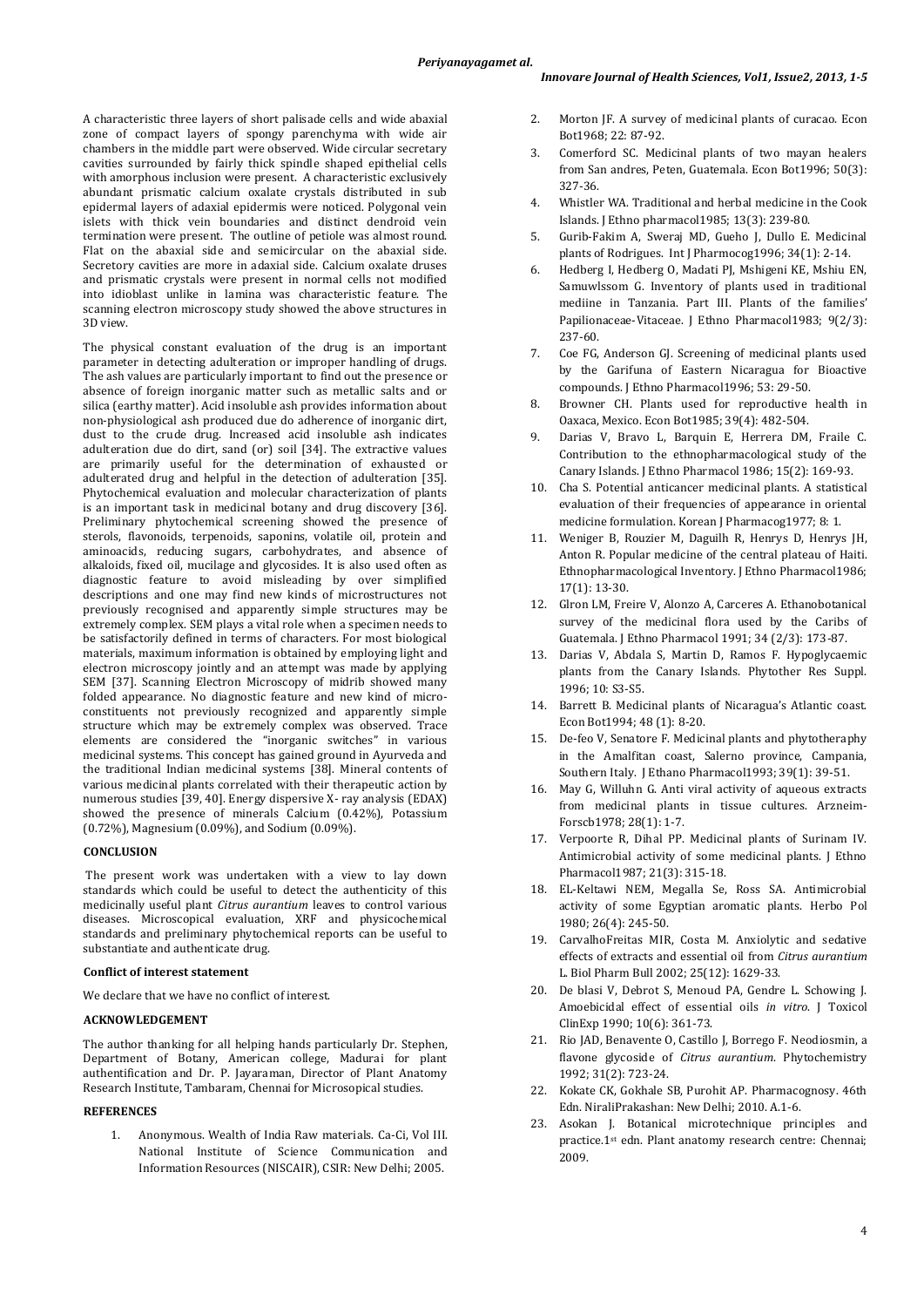A characteristic three layers of short palisade cells and wide abaxial zone of compact layers of spongy parenchyma with wide air chambers in the middle part were observed. Wide circular secretary cavities surrounded by fairly thick spindle shaped epithelial cells with amorphous inclusion were present. A characteristic exclusively abundant prismatic calcium oxalate crystals distributed in sub epidermal layers of adaxial epidermis were noticed. Polygonal vein islets with thick vein boundaries and distinct dendroid vein termination were present. The outline of petiole was almost round. Flat on the abaxial side and semicircular on the abaxial side. Secretory cavities are more in adaxial side. Calcium oxalate druses and prismatic crystals were present in normal cells not modified into idioblast unlike in lamina was characteristic feature. The scanning electron microscopy study showed the above structures in 3D view.

The physical constant evaluation of the drug is an important parameter in detecting adulteration or improper handling of drugs. The ash values are particularly important to find out the presence or absence of foreign inorganic matter such as metallic salts and or silica (earthy matter). Acid insoluble ash provides information about non-physiological ash produced due do adherence of inorganic dirt, dust to the crude drug. Increased acid insoluble ash indicates adulteration due do dirt, sand (or) soil [34]. The extractive values are primarily useful for the determination of exhausted or adulterated drug and helpful in the detection of adulteration [35]. Phytochemical evaluation and molecular characterization of plants is an important task in medicinal botany and drug discovery [36]. Preliminary phytochemical screening showed the presence of sterols, flavonoids, terpenoids, saponins, volatile oil, protein and aminoacids, reducing sugars, carbohydrates, and absence of alkaloids, fixed oil, mucilage and glycosides. It is also used often as diagnostic feature to avoid misleading by over simplified descriptions and one may find new kinds of microstructures not previously recognised and apparently simple structures may be extremely complex. SEM plays a vital role when a specimen needs to be satisfactorily defined in terms of characters. For most biological materials, maximum information is obtained by employing light and electron microscopy jointly and an attempt was made by applying SEM [37]. Scanning Electron Microscopy of midrib showed many folded appearance. No diagnostic feature and new kind of micro-constituents not previously recognized and apparently simple structure which may be extremely complex was observed. Trace elements are considered the "inorganic switches" in various medicinal systems. This concept has gained ground in Ayurveda and the traditional Indian medicinal systems [38]. Mineral contents of various medicinal plants correlated with their therapeutic action by numerous studies [39, 40]. Energy dispersive X- ray analysis (EDAX) showed the presence of minerals Calcium (0.42%), Potassium (0.72%), Magnesium (0.09%), and Sodium (0.09%).

## CONCLUSION

The present work was undertaken with a view to lay down standards which could be useful to detect the authenticity of this medicinally useful plant *Citrus aurantium* leaves to control various diseases. Microscopical evaluation, XRF and physicochemical standards and preliminary phytochemical reports can be useful to substantiate and authenticate drug.

## Conflict of interest statement

We declare that we have no conflict of interest.

## ACKNOWLEDGEMENT

The author thanking for all helping hands particularly Dr. Stephen, Department of Botany, American college, Madurai for plant authentification and Dr. P. Jayaraman, Director of Plant Anatomy Research Institute, Tambaram, Chennai for Microsopical studies.

## REFERENCES

1. Anonymous. Wealth of India Raw materials. Ca-Ci, Vol III. National Institute of Science Communication and Information Resources (NISCAIR), CSIR: New Delhi; 2005.
2. Morton JF. A survey of medicinal plants of curacao. Econ Bot1968; 22: 87-92.
3. Comerford SC. Medicinal plants of two mayan healers from San andres, Peten, Guatemala. Econ Bot1996; 50(3): 327-36.
4. Whistler WA. Traditional and herbal medicine in the Cook Islands. J Ethno pharmacol1985; 13(3): 239-80.
5. Gurib-Fakim A, Sweraj MD, Gueho J, Dullo E. Medicinal plants of Rodrigues. Int J Pharmocog1996; 34(1): 2-14.
6. Hedberg I, Hedberg O, Madati PJ, Mshigeni KE, Mshiu EN, Samuwlssom G. Inventory of plants used in traditional mediine in Tanzania. Part III. Plants of the families' Papilionaceae-Vitaceae. J Ethno Pharmacol1983; 9(2/3): 237-60.
7. Coe FG, Anderson GJ. Screening of medicinal plants used by the Garifuna of Eastern Nicaragua for Bioactive compounds. J Ethno Pharmacol1996; 53: 29-50.
8. Browner CH. Plants used for reproductive health in Oaxaca, Mexico. Econ Bot1985; 39(4): 482-504.
9. Darias V, Bravo L, Barquin E, Herrera DM, Fraile C. Contribution to the ethnopharmacological study of the Canary Islands. J Ethno Pharmacol 1986; 15(2): 169-93.
10. Cha S. Potential anticancer medicinal plants. A statistical evaluation of their frequencies of appearance in oriental medicine formulation. Korean J Pharmacog1977; 8: 1.
11. Weniger B, Rouzier M, Daguilh R, Henrys D, Henrys JH, Anton R. Popular medicine of the central plateau of Haiti. Ethnopharmacological Inventory. J Ethno Pharmacol1986; 17(1): 13-30.
12. Glron LM, Freire V, Alonzo A, Carceres A. Ethanobotanical survey of the medicinal flora used by the Caribs of Guatemala. J Ethno Pharmacol 1991; 34 (2/3): 173-87.
13. Darias V, Abdala S, Martin D, Ramos F. Hypoglycaemic plants from the Canary Islands. Phytother Res Suppl. 1996; 10: S3-S5.
14. Barrett B. Medicinal plants of Nicaragua's Atlantic coast. Econ Bot1994; 48 (1): 8-20.
15. De-feo V, Senatore F. Medicinal plants and phytotheraphy in the Amalfitan coast, Salerno province, Campania, Southern Italy. J Ethano Pharmacol1993; 39(1): 39-51.
16. May G, Willuhn G. Anti viral activity of aqueous extracts from medicinal plants in tissue cultures. Arzneim-Forscb1978; 28(1): 1-7.
17. Verpoorte R, Dihal PP. Medicinal plants of Surinam IV. Antimicrobial activity of some medicinal plants. J Ethno Pharmacol1987; 21(3): 315-18.
18. EL-Keltawi NEM, Megalla Se, Ross SA. Antimicrobial activity of some Egyptian aromatic plants. Herbo Pol 1980; 26(4): 245-50.
19. CarvalhoFreitas MIR, Costa M. Anxiolytic and sedative effects of extracts and essential oil from *Citrus aurantium* L. Biol Pharm Bull 2002; 25(12): 1629-33.
20. De blasi V, Debrot S, Menoud PA, Gendre L. Schowing J. Amoebicidal effect of essential oils *in vitro*. J Toxicol ClinExp 1990; 10(6): 361-73.
21. Rio JAD, Benavente O, Castillo J, Borrego F. Neodiosmin, a flavone glycoside of *Citrus aurantium*. Phytochemistry 1992; 31(2): 723-24.
22. Kokate CK, Gokhale SB, Purohit AP. Pharmacognosy. 46th Edn. NiraliPrakashan: New Delhi; 2010. A.1-6.
23. Asokan J. Botanical microtechnique principles and practice.1st edn. Plant anatomy research centre: Chennai; 2009.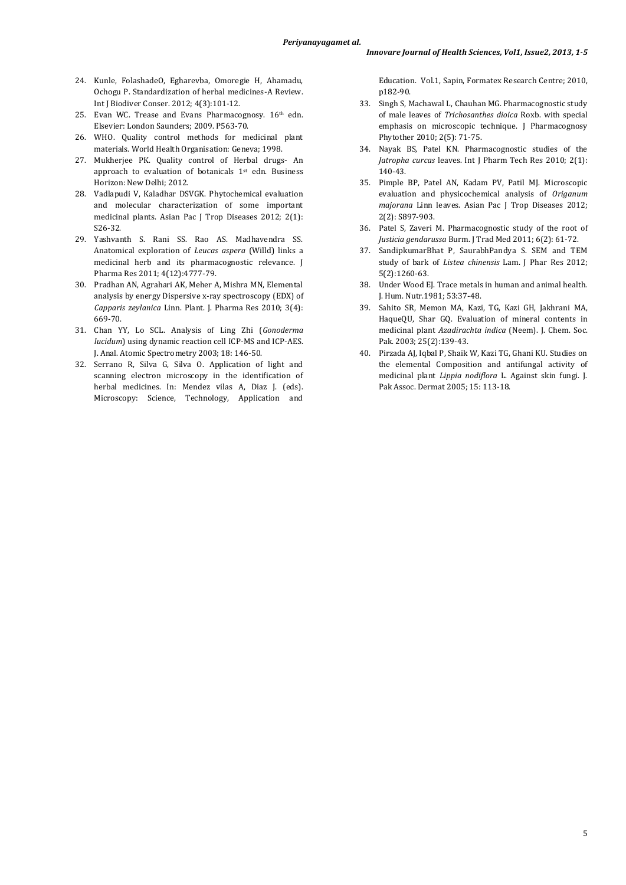24. Kunle, FolashadeO, Egharevba, Omoregie H, Ahamadu, Ochogu P. Standardization of herbal medicines-A Review. Int J Biodiver Conser. 2012; 4(3):101-12.
25. Evan WC. Trease and Evans Pharmacognosy. 16th edn. Elsevier: London Saunders; 2009. P563-70.
26. WHO. Quality control methods for medicinal plant materials. World Health Organisation: Geneva; 1998.
27. Mukherjee PK. Quality control of Herbal drugs- An approach to evaluation of botanicals 1st edn. Business Horizon: New Delhi; 2012.
28. Vadlapudi V, Kaladhar DSVGK. Phytochemical evaluation and molecular characterization of some important medicinal plants. Asian Pac J Trop Diseases 2012; 2(1): S26-32.
29. Yashvanth S. Rani SS. Rao AS. Madhavendra SS. Anatomical exploration of *Leucas aspera* (Willd) links a medicinal herb and its pharmacognostic relevance. J Pharma Res 2011; 4(12):4777-79.
30. Pradhan AN, Agrahari AK, Meher A, Mishra MN, Elemental analysis by energy Dispersive x-ray spectroscopy (EDX) of *Capparis zeylanica* Linn. Plant. J. Pharma Res 2010; 3(4): 669-70.
31. Chan YY, Lo SCL. Analysis of Ling Zhi (*Gonoderma lucidum*) using dynamic reaction cell ICP-MS and ICP-AES. J. Anal. Atomic Spectrometry 2003; 18: 146-50.
32. Serrano R, Silva G, Silva O. Application of light and scanning electron microscopy in the identification of herbal medicines. In: Mendez vilas A, Diaz J. (eds). Microscopy: Science, Technology, Application and Education. Vol.1, Sapin, Formatex Research Centre; 2010, p182-90.
33. Singh S, Machawal L, Chauhan MG. Pharmacognostic study of male leaves of *Trichosanthes dioica* Roxb. with special emphasis on microscopic technique. J Pharmacognosy Phytother 2010; 2(5): 71-75.
34. Nayak BS, Patel KN. Pharmacognostic studies of the *Jatropha curcas* leaves. Int J Pharm Tech Res 2010; 2(1): 140-43.
35. Pimple BP, Patel AN, Kadam PV, Patil MJ. Microscopic evaluation and physicochemical analysis of *Origanum majorana* Linn leaves. Asian Pac J Trop Diseases 2012; 2(2): S897-903.
36. Patel S, Zaveri M. Pharmacognostic study of the root of *Justicia gendarussa* Burm. J Trad Med 2011; 6(2): 61-72.
37. SandipkumarBhat P, SaurabhPandya S. SEM and TEM study of bark of *Listea chinensis* Lam. J Phar Res 2012; 5(2):1260-63.
38. Under Wood EJ. Trace metals in human and animal health. J. Hum. Nutr.1981; 53:37-48.
39. Sahito SR, Memon MA, Kazi, TG, Kazi GH, Jakhrani MA, HaqueQU, Shar GQ. Evaluation of mineral contents in medicinal plant *Azadirachta indica* (Neem). J. Chem. Soc. Pak. 2003; 25(2):139-43.
40. Pirzada AJ, Iqbal P, Shaik W, Kazi TG, Ghani KU. Studies on the elemental Composition and antifungal activity of medicinal plant *Lippia nodiflora* L. Against skin fungi. J. Pak Assoc. Dermat 2005; 15: 113-18.